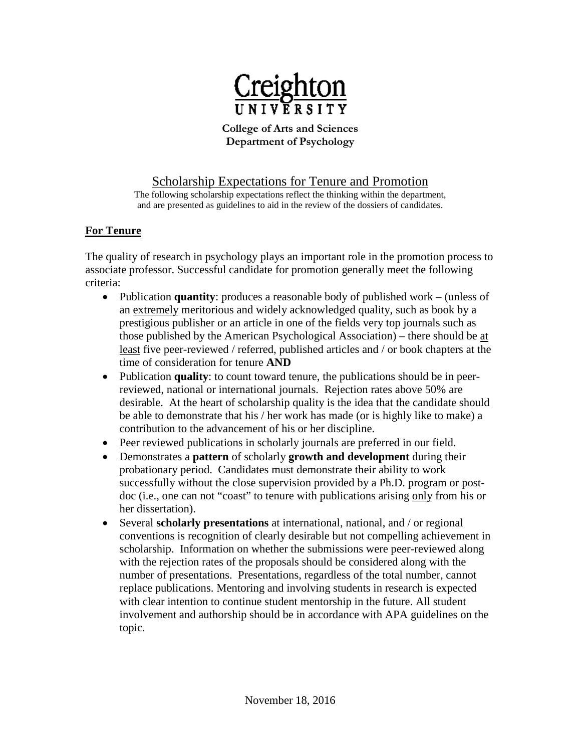**Creighton UNIVERSITY**

**College of Arts and Sciences**
**Department of Psychology**

# Scholarship Expectations for Tenure and Promotion

The following scholarship expectations reflect the thinking within the department, and are presented as guidelines to aid in the review of the dossiers of candidates.

## For Tenure

The quality of research in psychology plays an important role in the promotion process to associate professor. Successful candidate for promotion generally meet the following criteria:

- Publication **quantity**: produces a reasonable body of published work – (unless of an extremely meritorious and widely acknowledged quality, such as book by a prestigious publisher or an article in one of the fields very top journals such as those published by the American Psychological Association) – there should be at least five peer-reviewed / referred, published articles and / or book chapters at the time of consideration for tenure **AND**
- Publication **quality**: to count toward tenure, the publications should be in peer-reviewed, national or international journals. Rejection rates above 50% are desirable. At the heart of scholarship quality is the idea that the candidate should be able to demonstrate that his / her work has made (or is highly like to make) a contribution to the advancement of his or her discipline.
- Peer reviewed publications in scholarly journals are preferred in our field.
- Demonstrates a **pattern** of scholarly **growth and development** during their probationary period. Candidates must demonstrate their ability to work successfully without the close supervision provided by a Ph.D. program or post-doc (i.e., one can not "coast" to tenure with publications arising only from his or her dissertation).
- Several **scholarly presentations** at international, national, and / or regional conventions is recognition of clearly desirable but not compelling achievement in scholarship. Information on whether the submissions were peer-reviewed along with the rejection rates of the proposals should be considered along with the number of presentations. Presentations, regardless of the total number, cannot replace publications. Mentoring and involving students in research is expected with clear intention to continue student mentorship in the future. All student involvement and authorship should be in accordance with APA guidelines on the topic.

November 18, 2016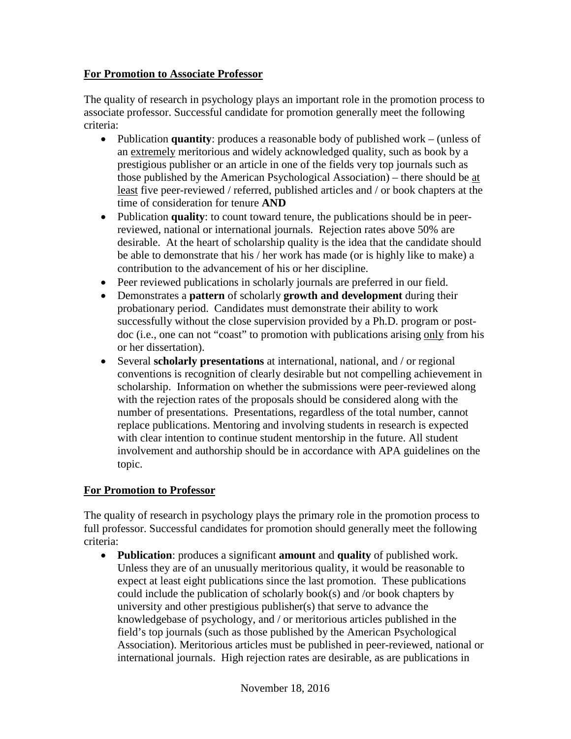**For Promotion to Associate Professor**

The quality of research in psychology plays an important role in the promotion process to associate professor. Successful candidate for promotion generally meet the following criteria:

- Publication **quantity**: produces a reasonable body of published work – (unless of an extremely meritorious and widely acknowledged quality, such as book by a prestigious publisher or an article in one of the fields very top journals such as those published by the American Psychological Association) – there should be at least five peer-reviewed / referred, published articles and / or book chapters at the time of consideration for tenure **AND**
- Publication **quality**: to count toward tenure, the publications should be in peer-reviewed, national or international journals. Rejection rates above 50% are desirable. At the heart of scholarship quality is the idea that the candidate should be able to demonstrate that his / her work has made (or is highly like to make) a contribution to the advancement of his or her discipline.
- Peer reviewed publications in scholarly journals are preferred in our field.
- Demonstrates a **pattern** of scholarly **growth and development** during their probationary period. Candidates must demonstrate their ability to work successfully without the close supervision provided by a Ph.D. program or post-doc (i.e., one can not "coast" to promotion with publications arising only from his or her dissertation).
- Several **scholarly presentations** at international, national, and / or regional conventions is recognition of clearly desirable but not compelling achievement in scholarship. Information on whether the submissions were peer-reviewed along with the rejection rates of the proposals should be considered along with the number of presentations. Presentations, regardless of the total number, cannot replace publications. Mentoring and involving students in research is expected with clear intention to continue student mentorship in the future. All student involvement and authorship should be in accordance with APA guidelines on the topic.

**For Promotion to Professor**

The quality of research in psychology plays the primary role in the promotion process to full professor. Successful candidates for promotion should generally meet the following criteria:

- **Publication**: produces a significant **amount** and **quality** of published work. Unless they are of an unusually meritorious quality, it would be reasonable to expect at least eight publications since the last promotion. These publications could include the publication of scholarly book(s) and /or book chapters by university and other prestigious publisher(s) that serve to advance the knowledgebase of psychology, and / or meritorious articles published in the field's top journals (such as those published by the American Psychological Association). Meritorious articles must be published in peer-reviewed, national or international journals. High rejection rates are desirable, as are publications in

November 18, 2016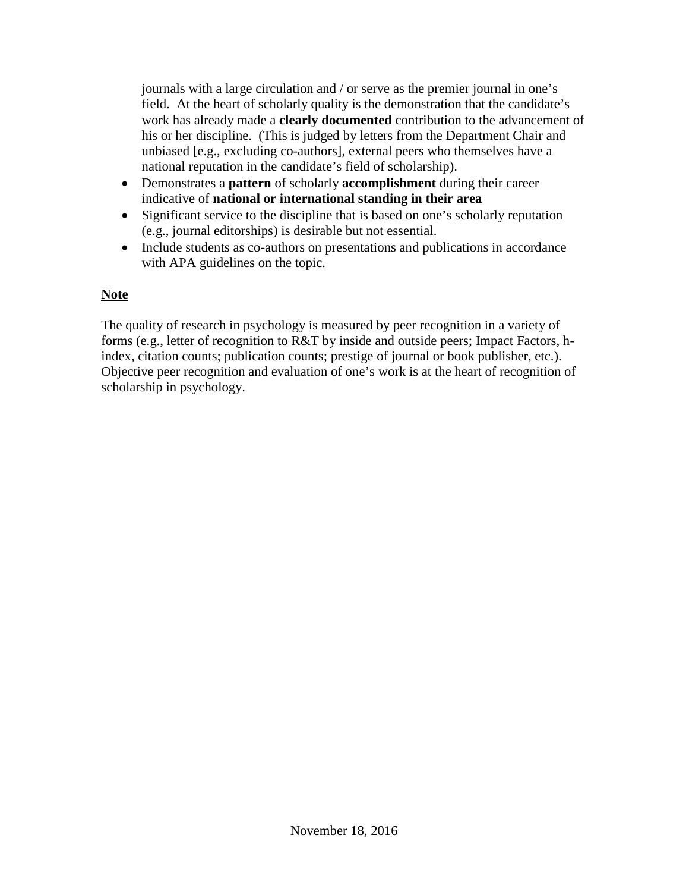journals with a large circulation and / or serve as the premier journal in one's field. At the heart of scholarly quality is the demonstration that the candidate's work has already made a **clearly documented** contribution to the advancement of his or her discipline. (This is judged by letters from the Department Chair and unbiased [e.g., excluding co-authors], external peers who themselves have a national reputation in the candidate's field of scholarship).

- Demonstrates a **pattern** of scholarly **accomplishment** during their career indicative of **national or international standing in their area**
- Significant service to the discipline that is based on one's scholarly reputation (e.g., journal editorships) is desirable but not essential.
- Include students as co-authors on presentations and publications in accordance with APA guidelines on the topic.

**<u>Note</u>**

The quality of research in psychology is measured by peer recognition in a variety of forms (e.g., letter of recognition to R&T by inside and outside peers; Impact Factors, h-index, citation counts; publication counts; prestige of journal or book publisher, etc.). Objective peer recognition and evaluation of one's work is at the heart of recognition of scholarship in psychology.

November 18, 2016